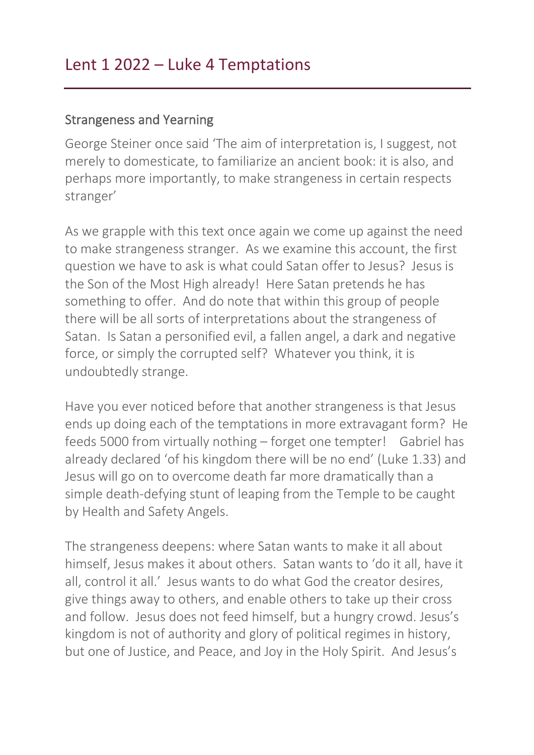# Lent 1 2022 – Luke 4 Temptations

## Strangeness and Yearning

George Steiner once said 'The aim of interpretation is, I suggest, not merely to domesticate, to familiarize an ancient book: it is also, and perhaps more importantly, to make strangeness in certain respects stranger'

As we grapple with this text once again we come up against the need to make strangeness stranger. As we examine this account, the first question we have to ask is what could Satan offer to Jesus? Jesus is the Son of the Most High already! Here Satan pretends he has something to offer. And do note that within this group of people there will be all sorts of interpretations about the strangeness of Satan. Is Satan a personified evil, a fallen angel, a dark and negative force, or simply the corrupted self? Whatever you think, it is undoubtedly strange.

Have you ever noticed before that another strangeness is that Jesus ends up doing each of the temptations in more extravagant form? He feeds 5000 from virtually nothing – forget one tempter! Gabriel has already declared 'of his kingdom there will be no end' (Luke 1.33) and Jesus will go on to overcome death far more dramatically than a simple death-defying stunt of leaping from the Temple to be caught by Health and Safety Angels.

The strangeness deepens: where Satan wants to make it all about himself, Jesus makes it about others. Satan wants to 'do it all, have it all, control it all.' Jesus wants to do what God the creator desires, give things away to others, and enable others to take up their cross and follow. Jesus does not feed himself, but a hungry crowd. Jesus's kingdom is not of authority and glory of political regimes in history, but one of Justice, and Peace, and Joy in the Holy Spirit. And Jesus's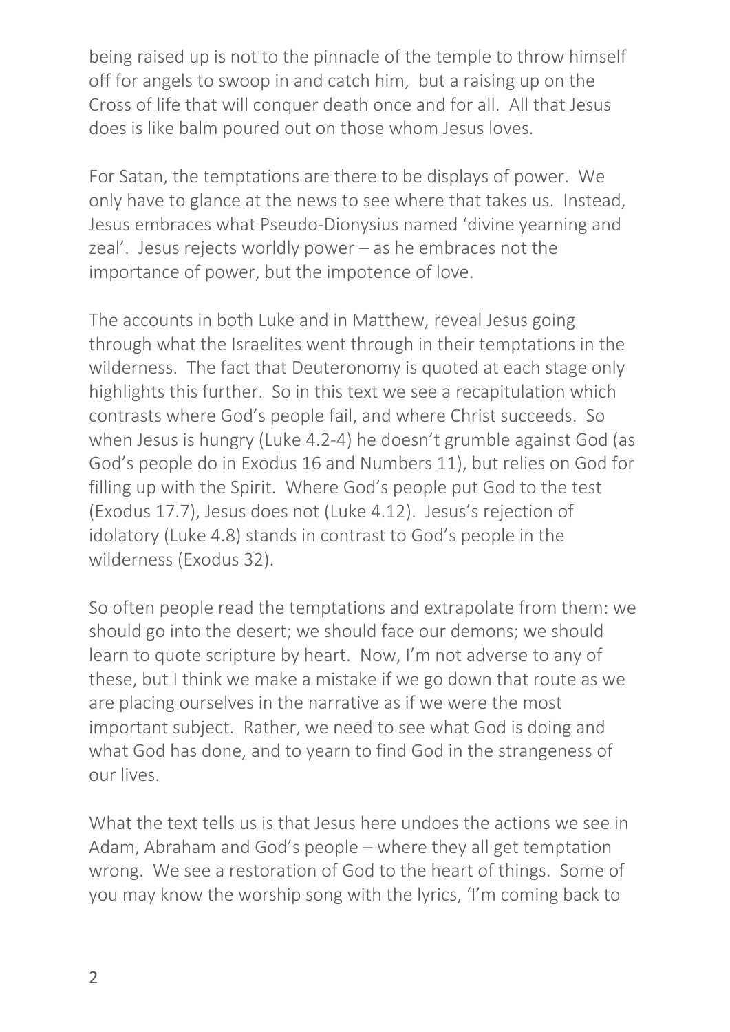being raised up is not to the pinnacle of the temple to throw himself off for angels to swoop in and catch him, but a raising up on the Cross of life that will conquer death once and for all. All that Jesus does is like balm poured out on those whom Jesus loves.

For Satan, the temptations are there to be displays of power. We only have to glance at the news to see where that takes us. Instead, Jesus embraces what Pseudo-Dionysius named 'divine yearning and zeal'. Jesus rejects worldly power – as he embraces not the importance of power, but the impotence of love.

The accounts in both Luke and in Matthew, reveal Jesus going through what the Israelites went through in their temptations in the wilderness. The fact that Deuteronomy is quoted at each stage only highlights this further. So in this text we see a recapitulation which contrasts where God's people fail, and where Christ succeeds. So when Jesus is hungry (Luke 4.2-4) he doesn't grumble against God (as God's people do in Exodus 16 and Numbers 11), but relies on God for filling up with the Spirit. Where God's people put God to the test (Exodus 17.7), Jesus does not (Luke 4.12). Jesus's rejection of idolatory (Luke 4.8) stands in contrast to God's people in the wilderness (Exodus 32).

So often people read the temptations and extrapolate from them: we should go into the desert; we should face our demons; we should learn to quote scripture by heart. Now, I'm not adverse to any of these, but I think we make a mistake if we go down that route as we are placing ourselves in the narrative as if we were the most important subject. Rather, we need to see what God is doing and what God has done, and to yearn to find God in the strangeness of our lives.

What the text tells us is that Jesus here undoes the actions we see in Adam, Abraham and God's people – where they all get temptation wrong. We see a restoration of God to the heart of things. Some of you may know the worship song with the lyrics, 'I'm coming back to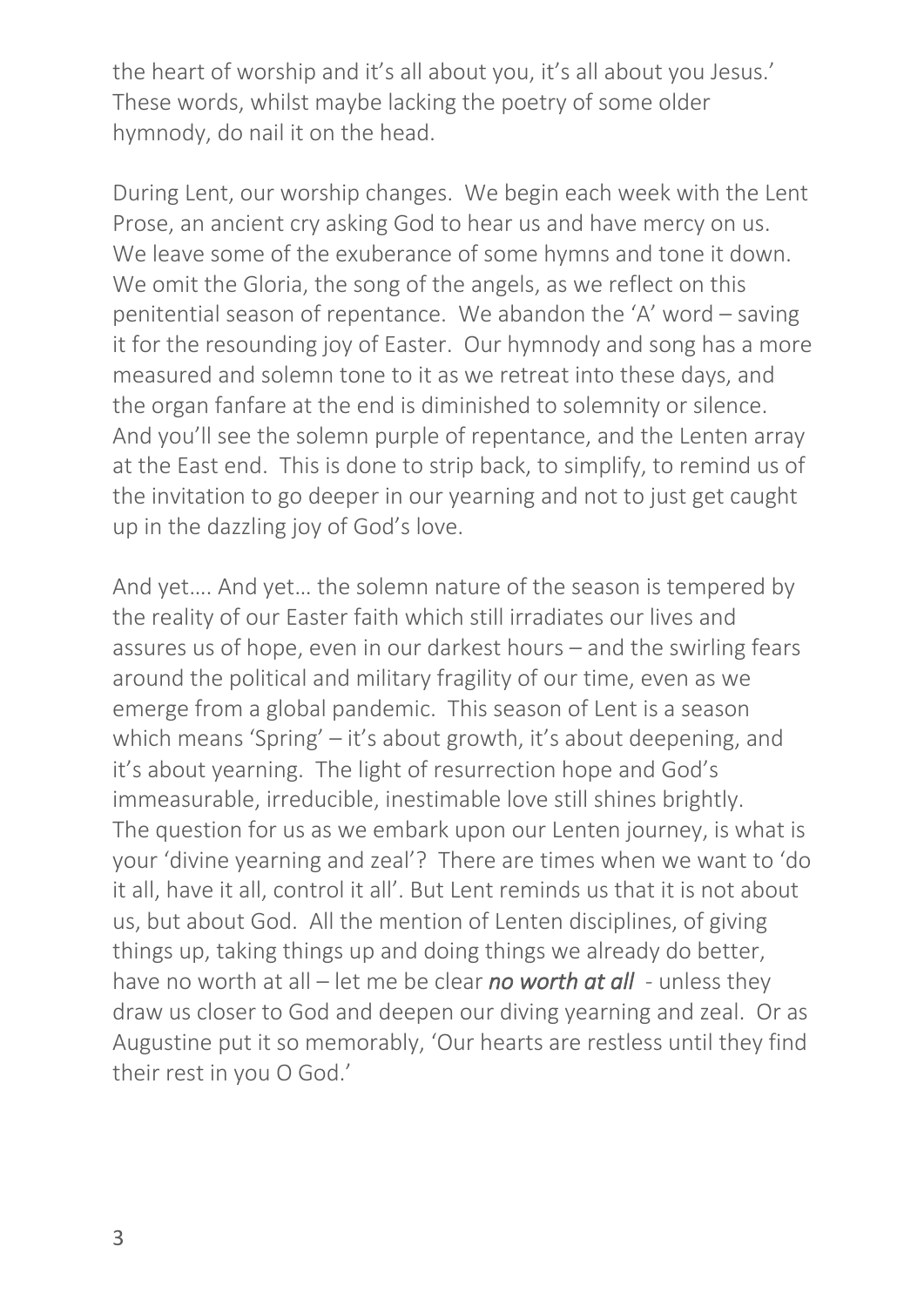the heart of worship and it's all about you, it's all about you Jesus.' These words, whilst maybe lacking the poetry of some older hymnody, do nail it on the head.

During Lent, our worship changes. We begin each week with the Lent Prose, an ancient cry asking God to hear us and have mercy on us. We leave some of the exuberance of some hymns and tone it down. We omit the Gloria, the song of the angels, as we reflect on this penitential season of repentance. We abandon the 'A' word – saving it for the resounding joy of Easter. Our hymnody and song has a more measured and solemn tone to it as we retreat into these days, and the organ fanfare at the end is diminished to solemnity or silence. And you'll see the solemn purple of repentance, and the Lenten array at the East end. This is done to strip back, to simplify, to remind us of the invitation to go deeper in our yearning and not to just get caught up in the dazzling joy of God's love.

And yet…. And yet… the solemn nature of the season is tempered by the reality of our Easter faith which still irradiates our lives and assures us of hope, even in our darkest hours – and the swirling fears around the political and military fragility of our time, even as we emerge from a global pandemic. This season of Lent is a season which means 'Spring' – it's about growth, it's about deepening, and it's about yearning. The light of resurrection hope and God's immeasurable, irreducible, inestimable love still shines brightly.
The question for us as we embark upon our Lenten journey, is what is your 'divine yearning and zeal'? There are times when we want to 'do it all, have it all, control it all'. But Lent reminds us that it is not about us, but about God. All the mention of Lenten disciplines, of giving things up, taking things up and doing things we already do better, have no worth at all – let me be clear ***no worth at all*** - unless they draw us closer to God and deepen our diving yearning and zeal. Or as Augustine put it so memorably, 'Our hearts are restless until they find their rest in you O God.'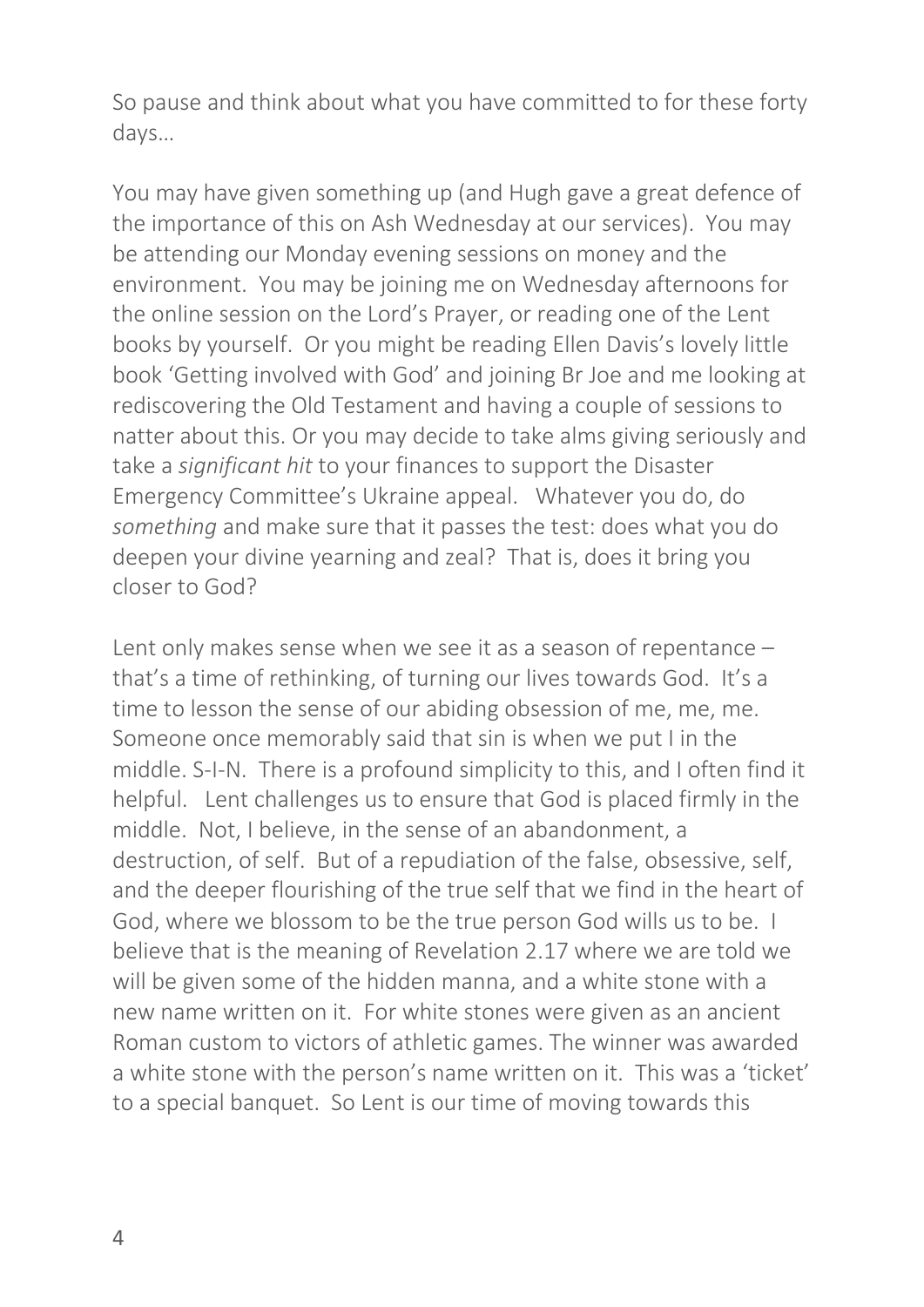So pause and think about what you have committed to for these forty days…

You may have given something up (and Hugh gave a great defence of the importance of this on Ash Wednesday at our services). You may be attending our Monday evening sessions on money and the environment. You may be joining me on Wednesday afternoons for the online session on the Lord's Prayer, or reading one of the Lent books by yourself. Or you might be reading Ellen Davis's lovely little book 'Getting involved with God' and joining Br Joe and me looking at rediscovering the Old Testament and having a couple of sessions to natter about this. Or you may decide to take alms giving seriously and take a *significant hit* to your finances to support the Disaster Emergency Committee's Ukraine appeal. Whatever you do, do *something* and make sure that it passes the test: does what you do deepen your divine yearning and zeal? That is, does it bring you closer to God?

Lent only makes sense when we see it as a season of repentance – that's a time of rethinking, of turning our lives towards God. It's a time to lesson the sense of our abiding obsession of me, me, me. Someone once memorably said that sin is when we put I in the middle. S-I-N. There is a profound simplicity to this, and I often find it helpful. Lent challenges us to ensure that God is placed firmly in the middle. Not, I believe, in the sense of an abandonment, a destruction, of self. But of a repudiation of the false, obsessive, self, and the deeper flourishing of the true self that we find in the heart of God, where we blossom to be the true person God wills us to be. I believe that is the meaning of Revelation 2.17 where we are told we will be given some of the hidden manna, and a white stone with a new name written on it. For white stones were given as an ancient Roman custom to victors of athletic games. The winner was awarded a white stone with the person's name written on it. This was a 'ticket' to a special banquet. So Lent is our time of moving towards this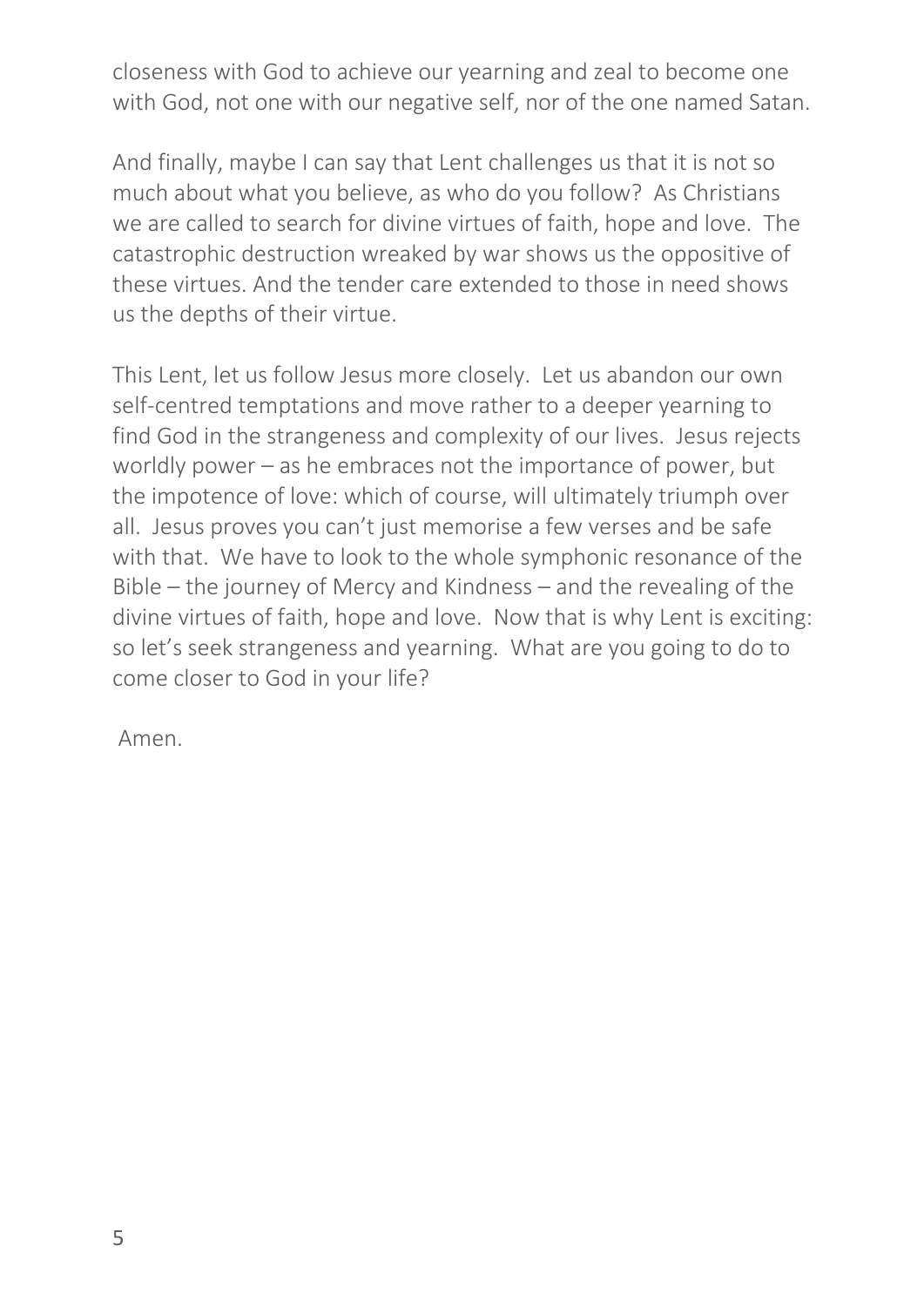closeness with God to achieve our yearning and zeal to become one with God, not one with our negative self, nor of the one named Satan.

And finally, maybe I can say that Lent challenges us that it is not so much about what you believe, as who do you follow? As Christians we are called to search for divine virtues of faith, hope and love. The catastrophic destruction wreaked by war shows us the oppositive of these virtues. And the tender care extended to those in need shows us the depths of their virtue.

This Lent, let us follow Jesus more closely. Let us abandon our own self-centred temptations and move rather to a deeper yearning to find God in the strangeness and complexity of our lives. Jesus rejects worldly power – as he embraces not the importance of power, but the impotence of love: which of course, will ultimately triumph over all. Jesus proves you can't just memorise a few verses and be safe with that. We have to look to the whole symphonic resonance of the Bible – the journey of Mercy and Kindness – and the revealing of the divine virtues of faith, hope and love. Now that is why Lent is exciting: so let's seek strangeness and yearning. What are you going to do to come closer to God in your life?

Amen.